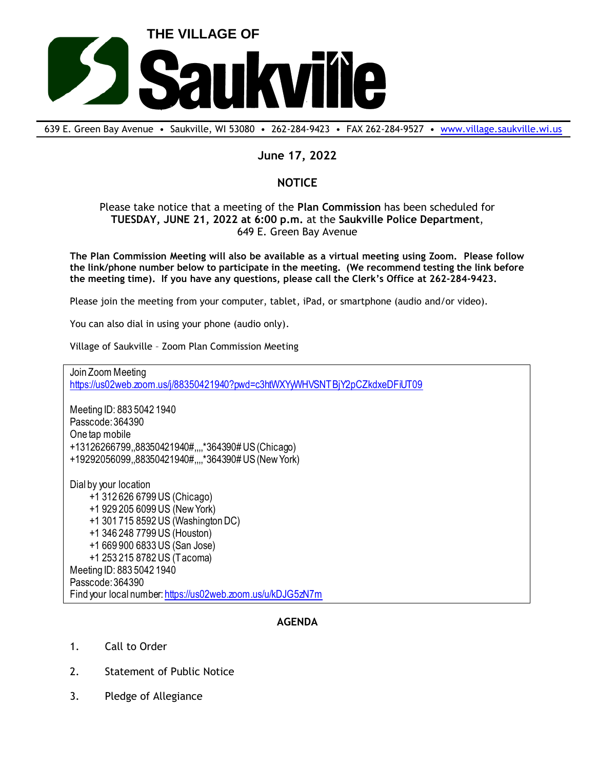# THE VILLAGE OF Saukville

639 E. Green Bay Avenue • Saukville, WI 53080 • 262-284-9423 • FAX 262-284-9527 • www.village.saukville.wi.us

**June 17, 2022**

**NOTICE**

Please take notice that a meeting of the **Plan Commission** has been scheduled for **TUESDAY, JUNE 21, 2022 at 6:00 p.m.** at the **Saukville Police Department**, 649 E. Green Bay Avenue

**The Plan Commission Meeting will also be available as a virtual meeting using Zoom. Please follow the link/phone number below to participate in the meeting. (We recommend testing the link before the meeting time). If you have any questions, please call the Clerk's Office at 262-284-9423.**

Please join the meeting from your computer, tablet, iPad, or smartphone (audio and/or video).

You can also dial in using your phone (audio only).

Village of Saukville – Zoom Plan Commission Meeting

Join Zoom Meeting
https://us02web.zoom.us/j/88350421940?pwd=c3htWXYyWHVSNTBjY2pCZkdxeDFiUT09

Meeting ID: 883 5042 1940
Passcode: 364390
One tap mobile
+13126266799,,88350421940#,,,,*364390# US (Chicago)
+19292056099,,88350421940#,,,,*364390# US (New York)

Dial by your location
- +1 312 626 6799 US (Chicago)
- +1 929 205 6099 US (New York)
- +1 301 715 8592 US (Washington DC)
- +1 346 248 7799 US (Houston)
- +1 669 900 6833 US (San Jose)
- +1 253 215 8782 US (Tacoma)

Meeting ID: 883 5042 1940
Passcode: 364390
Find your local number: https://us02web.zoom.us/u/kDJG5zN7m

**AGENDA**

1. Call to Order
2. Statement of Public Notice
3. Pledge of Allegiance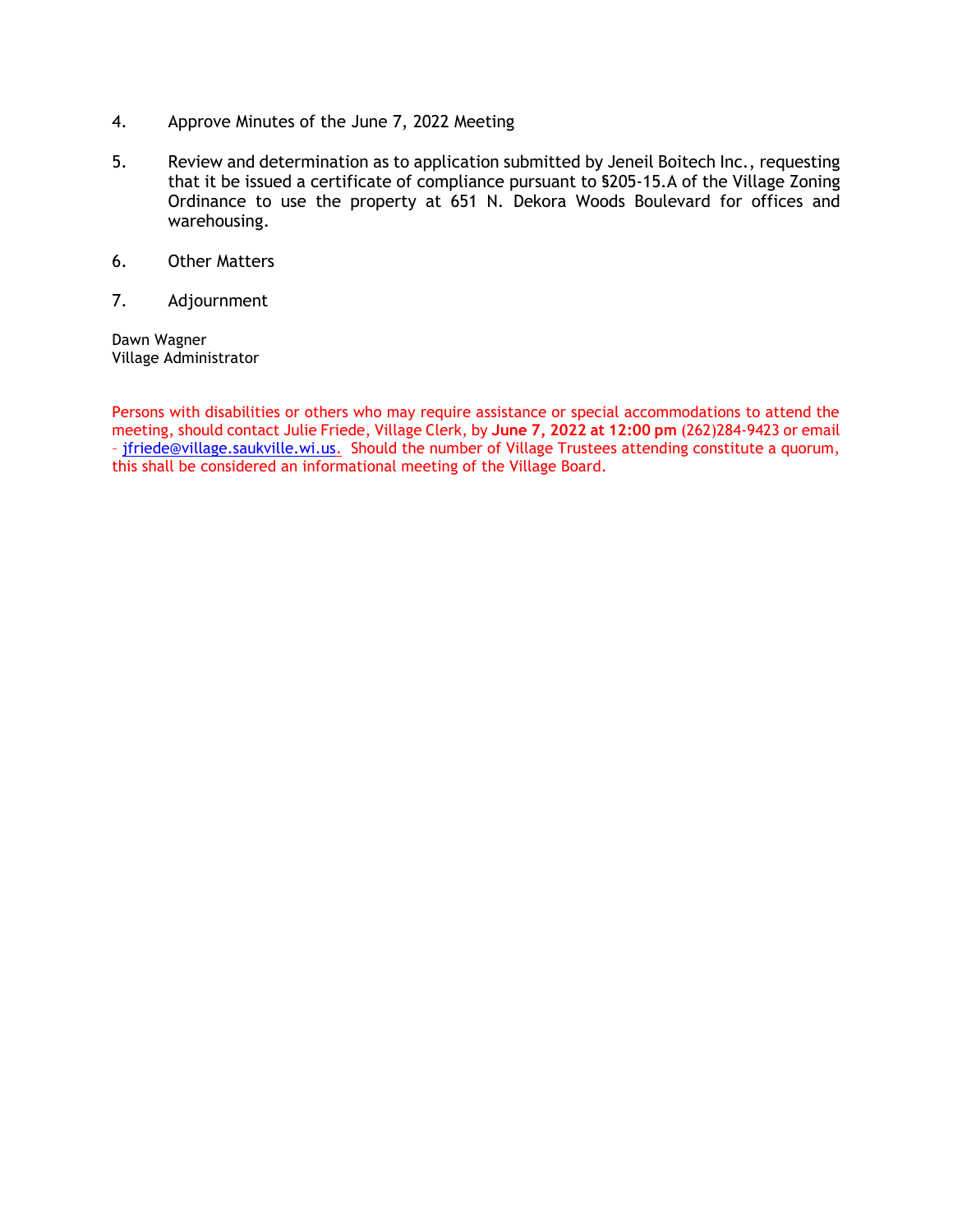4. Approve Minutes of the June 7, 2022 Meeting

5. Review and determination as to application submitted by Jeneil Boitech Inc., requesting that it be issued a certificate of compliance pursuant to §205-15.A of the Village Zoning Ordinance to use the property at 651 N. Dekora Woods Boulevard for offices and warehousing.

6. Other Matters

7. Adjournment

Dawn Wagner
Village Administrator

Persons with disabilities or others who may require assistance or special accommodations to attend the meeting, should contact Julie Friede, Village Clerk, by **June 7, 2022 at 12:00 pm** (262)284-9423 or email – jfriede@village.saukville.wi.us. Should the number of Village Trustees attending constitute a quorum, this shall be considered an informational meeting of the Village Board.